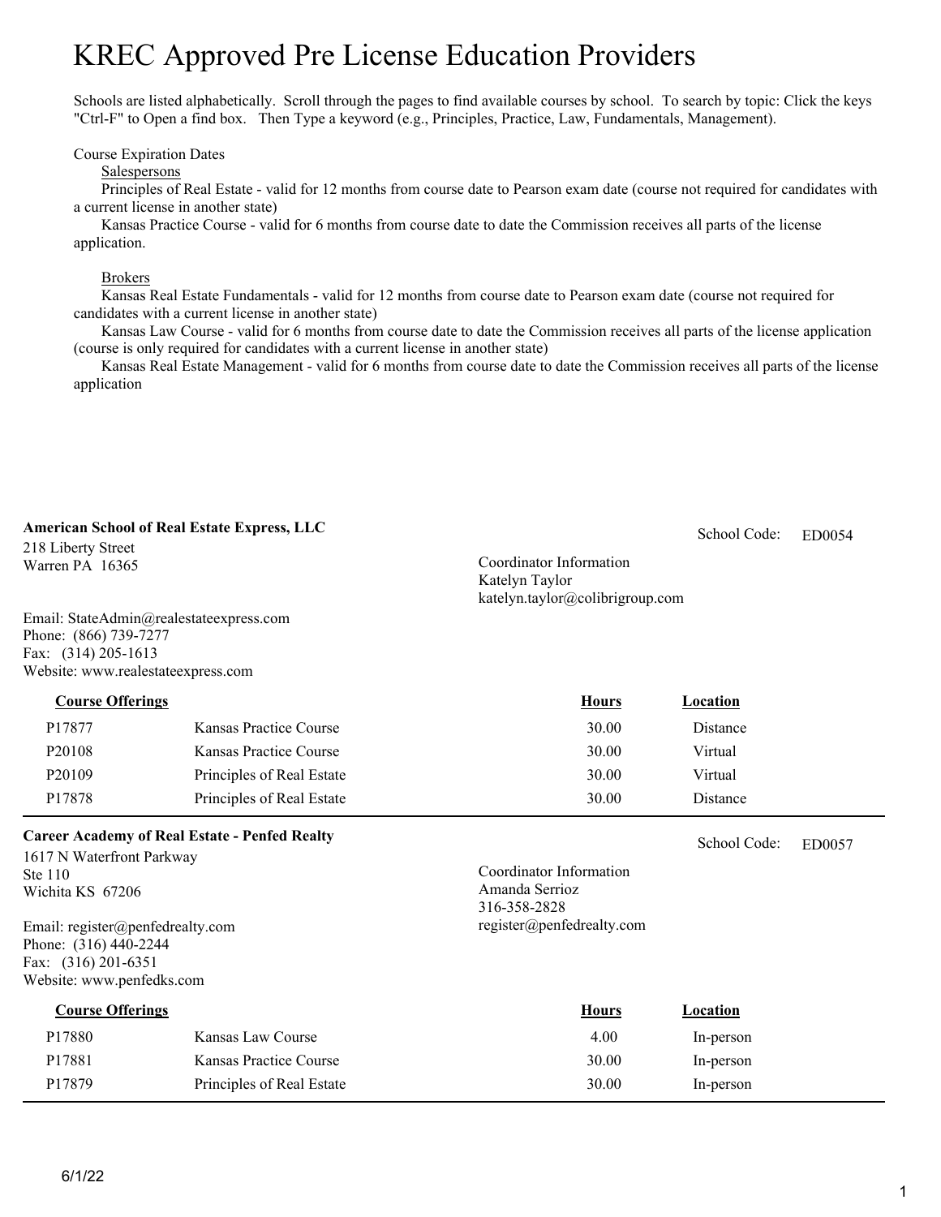# KREC Approved Pre License Education Providers

Schools are listed alphabetically. Scroll through the pages to find available courses by school. To search by topic: Click the keys "Ctrl-F" to Open a find box. Then Type a keyword (e.g., Principles, Practice, Law, Fundamentals, Management).

Course Expiration Dates

Salespersons

Principles of Real Estate - valid for 12 months from course date to Pearson exam date (course not required for candidates with a current license in another state)

Kansas Practice Course - valid for 6 months from course date to date the Commission receives all parts of the license application.

Brokers

Kansas Real Estate Fundamentals - valid for 12 months from course date to Pearson exam date (course not required for candidates with a current license in another state)

Kansas Law Course - valid for 6 months from course date to date the Commission receives all parts of the license application (course is only required for candidates with a current license in another state)

Kansas Real Estate Management - valid for 6 months from course date to date the Commission receives all parts of the license application

---

**American School of Real Estate Express, LLC**

School Code: ED0054

218 Liberty Street
Warren PA 16365

Coordinator Information
Katelyn Taylor
katelyn.taylor@colibrigroup.com

Email: StateAdmin@realestateexpress.com
Phone: (866) 739-7277
Fax: (314) 205-1613
Website: www.realestateexpress.com

| Course Offerings | | Hours | Location |
|---|---|---|---|
| P17877 | Kansas Practice Course | 30.00 | Distance |
| P20108 | Kansas Practice Course | 30.00 | Virtual |
| P20109 | Principles of Real Estate | 30.00 | Virtual |
| P17878 | Principles of Real Estate | 30.00 | Distance |

---

**Career Academy of Real Estate - Penfed Realty**

School Code: ED0057

1617 N Waterfront Parkway
Ste 110
Wichita KS 67206

Coordinator Information
Amanda Serrioz
316-358-2828
register@penfedrealty.com

Email: register@penfedrealty.com
Phone: (316) 440-2244
Fax: (316) 201-6351
Website: www.penfedks.com

| Course Offerings | | Hours | Location |
|---|---|---|---|
| P17880 | Kansas Law Course | 4.00 | In-person |
| P17881 | Kansas Practice Course | 30.00 | In-person |
| P17879 | Principles of Real Estate | 30.00 | In-person |

6/1/22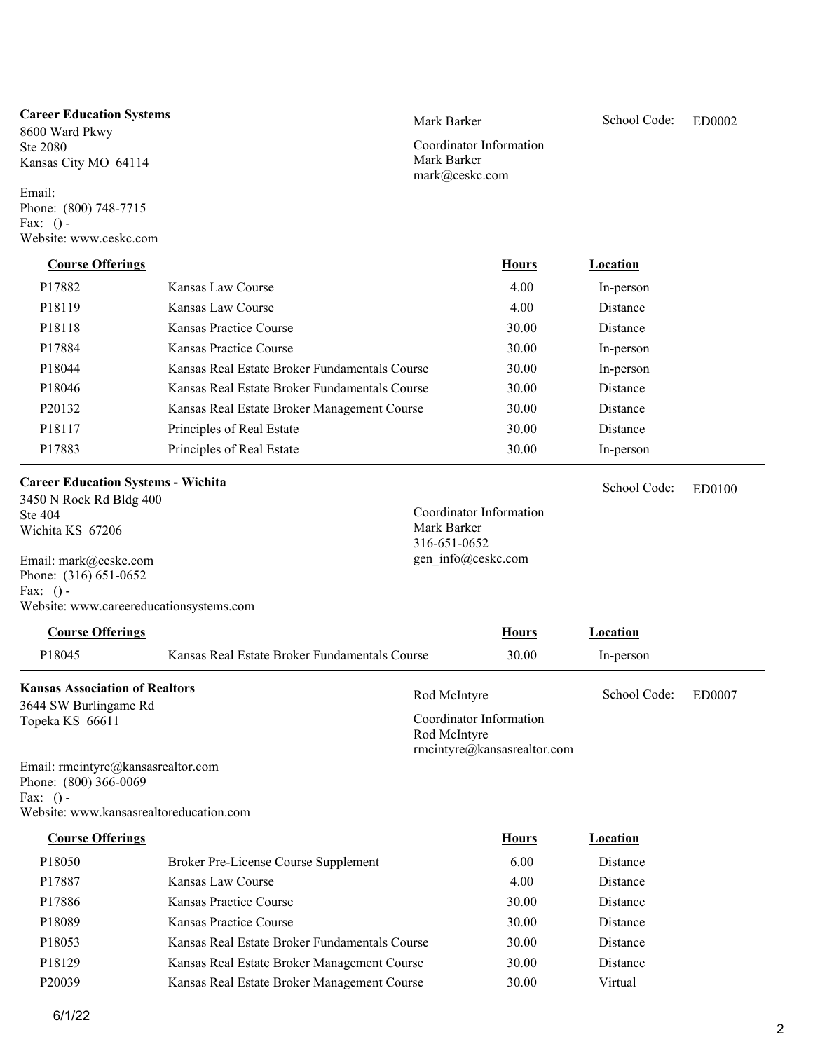## Career Education Systems

8600 Ward Pkwy
Ste 2080
Kansas City MO 64114

Mark Barker

School Code: ED0002

Coordinator Information
Mark Barker
mark@ceskc.com

Email:
Phone: (800) 748-7715
Fax: () -
Website: www.ceskc.com

| Course Offerings | | Hours | Location |
|---|---|---|---|
| P17882 | Kansas Law Course | 4.00 | In-person |
| P18119 | Kansas Law Course | 4.00 | Distance |
| P18118 | Kansas Practice Course | 30.00 | Distance |
| P17884 | Kansas Practice Course | 30.00 | In-person |
| P18044 | Kansas Real Estate Broker Fundamentals Course | 30.00 | In-person |
| P18046 | Kansas Real Estate Broker Fundamentals Course | 30.00 | Distance |
| P20132 | Kansas Real Estate Broker Management Course | 30.00 | Distance |
| P18117 | Principles of Real Estate | 30.00 | Distance |
| P17883 | Principles of Real Estate | 30.00 | In-person |

## Career Education Systems - Wichita

3450 N Rock Rd Bldg 400
Ste 404
Wichita KS 67206

School Code: ED0100

Coordinator Information
Mark Barker
316-651-0652
gen_info@ceskc.com

Email: mark@ceskc.com
Phone: (316) 651-0652
Fax: () -
Website: www.careereducationsystems.com

| Course Offerings | | Hours | Location |
|---|---|---|---|
| P18045 | Kansas Real Estate Broker Fundamentals Course | 30.00 | In-person |

## Kansas Association of Realtors

3644 SW Burlingame Rd
Topeka KS 66611

Rod McIntyre

School Code: ED0007

Coordinator Information
Rod McIntyre
rmcintyre@kansasrealtor.com

Email: rmcintyre@kansasrealtor.com
Phone: (800) 366-0069
Fax: () -
Website: www.kansasrealtoreducation.com

| Course Offerings | | Hours | Location |
|---|---|---|---|
| P18050 | Broker Pre-License Course Supplement | 6.00 | Distance |
| P17887 | Kansas Law Course | 4.00 | Distance |
| P17886 | Kansas Practice Course | 30.00 | Distance |
| P18089 | Kansas Practice Course | 30.00 | Distance |
| P18053 | Kansas Real Estate Broker Fundamentals Course | 30.00 | Distance |
| P18129 | Kansas Real Estate Broker Management Course | 30.00 | Distance |
| P20039 | Kansas Real Estate Broker Management Course | 30.00 | Virtual |

6/1/22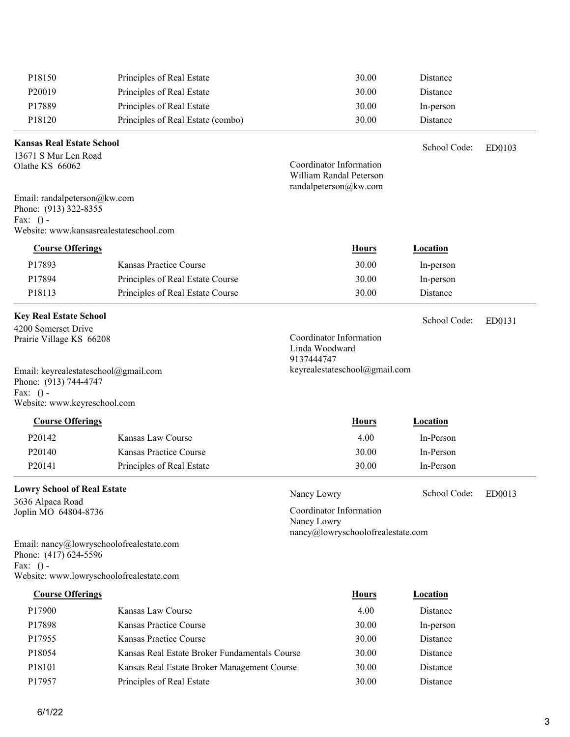| | | | |
|---|---|---|---|
| P18150 | Principles of Real Estate | 30.00 | Distance |
| P20019 | Principles of Real Estate | 30.00 | Distance |
| P17889 | Principles of Real Estate | 30.00 | In-person |
| P18120 | Principles of Real Estate (combo) | 30.00 | Distance |

---

**Kansas Real Estate School**

School Code: ED0103

13671 S Mur Len Road
Olathe KS 66062

Coordinator Information
William Randal Peterson
randalpeterson@kw.com

Email: randalpeterson@kw.com
Phone: (913) 322-8355
Fax: () -
Website: www.kansasrealestateschool.com

| Course Offerings | | Hours | Location |
|---|---|---|---|
| P17893 | Kansas Practice Course | 30.00 | In-person |
| P17894 | Principles of Real Estate Course | 30.00 | In-person |
| P18113 | Principles of Real Estate Course | 30.00 | Distance |

---

**Key Real Estate School**

School Code: ED0131

4200 Somerset Drive
Prairie Village KS 66208

Coordinator Information
Linda Woodward
9137444747
keyrealestateschool@gmail.com

Email: keyrealestateschool@gmail.com
Phone: (913) 744-4747
Fax: () -
Website: www.keyreschool.com

| Course Offerings | | Hours | Location |
|---|---|---|---|
| P20142 | Kansas Law Course | 4.00 | In-Person |
| P20140 | Kansas Practice Course | 30.00 | In-Person |
| P20141 | Principles of Real Estate | 30.00 | In-Person |

---

**Lowry School of Real Estate**

Nancy Lowry

School Code: ED0013

3636 Alpaca Road
Joplin MO 64804-8736

Coordinator Information
Nancy Lowry
nancy@lowryschoolofrealestate.com

Email: nancy@lowryschoolofrealestate.com
Phone: (417) 624-5596
Fax: () -
Website: www.lowryschoolofrealestate.com

| Course Offerings | | Hours | Location |
|---|---|---|---|
| P17900 | Kansas Law Course | 4.00 | Distance |
| P17898 | Kansas Practice Course | 30.00 | In-person |
| P17955 | Kansas Practice Course | 30.00 | Distance |
| P18054 | Kansas Real Estate Broker Fundamentals Course | 30.00 | Distance |
| P18101 | Kansas Real Estate Broker Management Course | 30.00 | Distance |
| P17957 | Principles of Real Estate | 30.00 | Distance |

6/1/22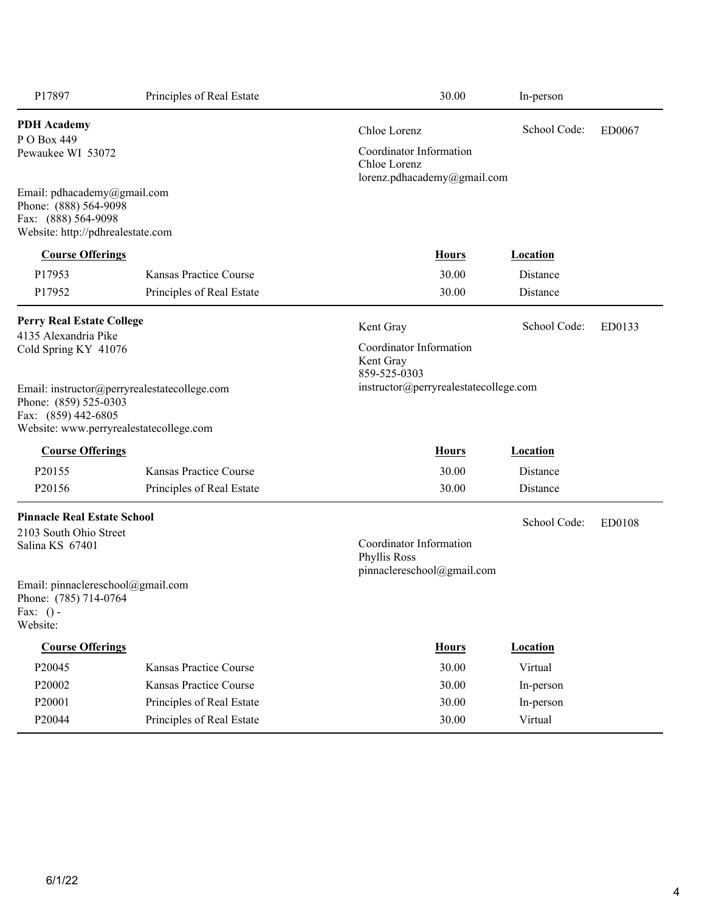| P17897 | Principles of Real Estate | 30.00 | In-person |
|---|---|---|---|

**PDH Academy**
P O Box 449
Pewaukee WI 53072

Chloe Lorenz

School Code: ED0067

Coordinator Information
Chloe Lorenz
lorenz.pdhacademy@gmail.com

Email: pdhacademy@gmail.com
Phone: (888) 564-9098
Fax: (888) 564-9098
Website: http://pdhrealestate.com

| Course Offerings | | Hours | Location |
|---|---|---|---|
| P17953 | Kansas Practice Course | 30.00 | Distance |
| P17952 | Principles of Real Estate | 30.00 | Distance |

**Perry Real Estate College**
4135 Alexandria Pike
Cold Spring KY 41076

Kent Gray

School Code: ED0133

Coordinator Information
Kent Gray
859-525-0303
instructor@perryrealestatecollege.com

Email: instructor@perryrealestatecollege.com
Phone: (859) 525-0303
Fax: (859) 442-6805
Website: www.perryrealestatecollege.com

| Course Offerings | | Hours | Location |
|---|---|---|---|
| P20155 | Kansas Practice Course | 30.00 | Distance |
| P20156 | Principles of Real Estate | 30.00 | Distance |

**Pinnacle Real Estate School**
2103 South Ohio Street
Salina KS 67401

School Code: ED0108

Coordinator Information
Phyllis Ross
pinnacleschool@gmail.com

Email: pinnacleschool@gmail.com
Phone: (785) 714-0764
Fax: () -
Website:

| Course Offerings | | Hours | Location |
|---|---|---|---|
| P20045 | Kansas Practice Course | 30.00 | Virtual |
| P20002 | Kansas Practice Course | 30.00 | In-person |
| P20001 | Principles of Real Estate | 30.00 | In-person |
| P20044 | Principles of Real Estate | 30.00 | Virtual |

6/1/22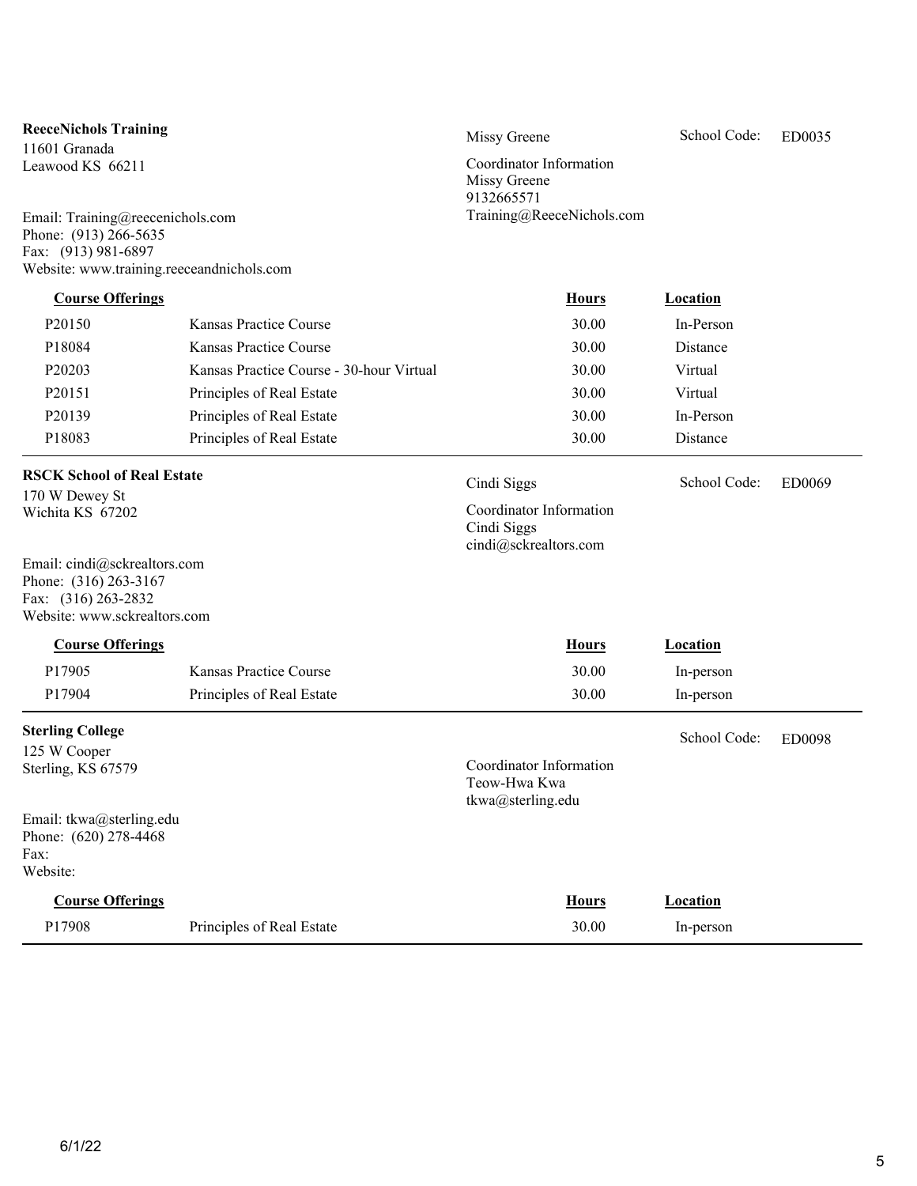**ReeceNichols Training**
11601 Granada
Leawood KS 66211

Email: Training@reecenichols.com
Phone: (913) 266-5635
Fax: (913) 981-6897
Website: www.training.reeceandnichols.com

Missy Greene

School Code: ED0035

Coordinator Information
Missy Greene
9132665571
Training@ReeceNichols.com

| Course Offerings | | Hours | Location |
|---|---|---|---|
| P20150 | Kansas Practice Course | 30.00 | In-Person |
| P18084 | Kansas Practice Course | 30.00 | Distance |
| P20203 | Kansas Practice Course - 30-hour Virtual | 30.00 | Virtual |
| P20151 | Principles of Real Estate | 30.00 | Virtual |
| P20139 | Principles of Real Estate | 30.00 | In-Person |
| P18083 | Principles of Real Estate | 30.00 | Distance |

---

**RSCK School of Real Estate**
170 W Dewey St
Wichita KS 67202

Email: cindi@sckrealtors.com
Phone: (316) 263-3167
Fax: (316) 263-2832
Website: www.sckrealtors.com

Cindi Siggs

School Code: ED0069

Coordinator Information
Cindi Siggs
cindi@sckrealtors.com

| Course Offerings | | Hours | Location |
|---|---|---|---|
| P17905 | Kansas Practice Course | 30.00 | In-person |
| P17904 | Principles of Real Estate | 30.00 | In-person |

---

**Sterling College**
125 W Cooper
Sterling, KS 67579

Email: tkwa@sterling.edu
Phone: (620) 278-4468
Fax:
Website:

School Code: ED0098

Coordinator Information
Teow-Hwa Kwa
tkwa@sterling.edu

| Course Offerings | | Hours | Location |
|---|---|---|---|
| P17908 | Principles of Real Estate | 30.00 | In-person |

6/1/22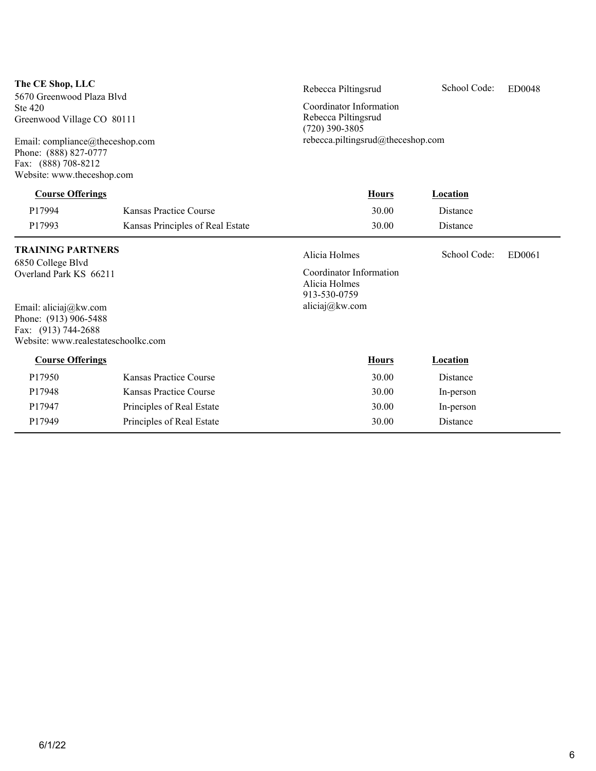**The CE Shop, LLC**
5670 Greenwood Plaza Blvd
Ste 420
Greenwood Village CO 80111

Email: compliance@theceshop.com
Phone: (888) 827-0777
Fax: (888) 708-8212
Website: www.theceshop.com

Rebecca Piltingsrud

School Code: ED0048

Coordinator Information
Rebecca Piltingsrud
(720) 390-3805
rebecca.piltingsrud@theceshop.com

| Course Offerings | | Hours | Location |
|---|---|---|---|
| P17994 | Kansas Practice Course | 30.00 | Distance |
| P17993 | Kansas Principles of Real Estate | 30.00 | Distance |

**TRAINING PARTNERS**
6850 College Blvd
Overland Park KS 66211

Email: aliciaj@kw.com
Phone: (913) 906-5488
Fax: (913) 744-2688
Website: www.realestateschoolkc.com

Alicia Holmes

School Code: ED0061

Coordinator Information
Alicia Holmes
913-530-0759
aliciaj@kw.com

| Course Offerings | | Hours | Location |
|---|---|---|---|
| P17950 | Kansas Practice Course | 30.00 | Distance |
| P17948 | Kansas Practice Course | 30.00 | In-person |
| P17947 | Principles of Real Estate | 30.00 | In-person |
| P17949 | Principles of Real Estate | 30.00 | Distance |

6/1/22